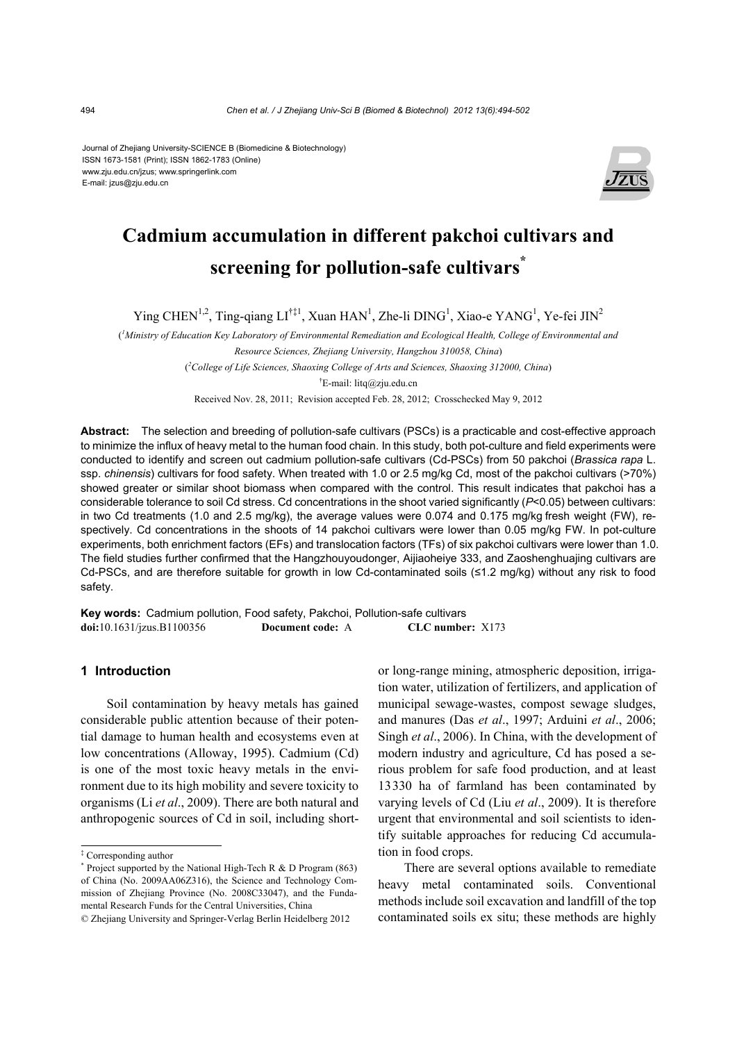Journal of Zhejiang University-SCIENCE B (Biomedicine & Biotechnology)
ISSN 1673-1581 (Print); ISSN 1862-1783 (Online)
www.zju.edu.cn/jzus; www.springerlink.com
E-mail: jzus@zju.edu.cn

# Cadmium accumulation in different pakchoi cultivars and screening for pollution-safe cultivars*

Ying CHEN[1,2], Ting-qiang LI[†‡1], Xuan HAN[1], Zhe-li DING[1], Xiao-e YANG[1], Ye-fei JIN[2]

([1]Ministry of Education Key Laboratory of Environmental Remediation and Ecological Health, College of Environmental and Resource Sciences, Zhejiang University, Hangzhou 310058, China)

([2]College of Life Sciences, Shaoxing College of Arts and Sciences, Shaoxing 312000, China)

[†]E-mail: litq@zju.edu.cn

Received Nov. 28, 2011; Revision accepted Feb. 28, 2012; Crosschecked May 9, 2012

**Abstract:** The selection and breeding of pollution-safe cultivars (PSCs) is a practicable and cost-effective approach to minimize the influx of heavy metal to the human food chain. In this study, both pot-culture and field experiments were conducted to identify and screen out cadmium pollution-safe cultivars (Cd-PSCs) from 50 pakchoi (*Brassica rapa* L. ssp. *chinensis*) cultivars for food safety. When treated with 1.0 or 2.5 mg/kg Cd, most of the pakchoi cultivars (>70%) showed greater or similar shoot biomass when compared with the control. This result indicates that pakchoi has a considerable tolerance to soil Cd stress. Cd concentrations in the shoot varied significantly ($P<0.05$) between cultivars: in two Cd treatments (1.0 and 2.5 mg/kg), the average values were 0.074 and 0.175 mg/kg fresh weight (FW), respectively. Cd concentrations in the shoots of 14 pakchoi cultivars were lower than 0.05 mg/kg FW. In pot-culture experiments, both enrichment factors (EFs) and translocation factors (TFs) of six pakchoi cultivars were lower than 1.0. The field studies further confirmed that the Hangzhouyoudonger, Aijiaoheiye 333, and Zaoshenghuajing cultivars are Cd-PSCs, and are therefore suitable for growth in low Cd-contaminated soils (≤1.2 mg/kg) without any risk to food safety.

**Key words:** Cadmium pollution, Food safety, Pakchoi, Pollution-safe cultivars

**doi:** 10.1631/jzus.B1100356 **Document code:** A **CLC number:** X173

## 1 Introduction

Soil contamination by heavy metals has gained considerable public attention because of their potential damage to human health and ecosystems even at low concentrations (Alloway, 1995). Cadmium (Cd) is one of the most toxic heavy metals in the environment due to its high mobility and severe toxicity to organisms (Li *et al*., 2009). There are both natural and anthropogenic sources of Cd in soil, including short- or long-range mining, atmospheric deposition, irrigation water, utilization of fertilizers, and application of municipal sewage-wastes, compost sewage sludges, and manures (Das *et al*., 1997; Arduini *et al*., 2006; Singh *et al*., 2006). In China, with the development of modern industry and agriculture, Cd has posed a serious problem for safe food production, and at least 13330 ha of farmland has been contaminated by varying levels of Cd (Liu *et al*., 2009). It is therefore urgent that environmental and soil scientists to identify suitable approaches for reducing Cd accumulation in food crops.

There are several options available to remediate heavy metal contaminated soils. Conventional methods include soil excavation and landfill of the top contaminated soils ex situ; these methods are highly

---

‡ Corresponding author

\* Project supported by the National High-Tech R & D Program (863) of China (No. 2009AA06Z316), the Science and Technology Commission of Zhejiang Province (No. 2008C33047), and the Fundamental Research Funds for the Central Universities, China

© Zhejiang University and Springer-Verlag Berlin Heidelberg 2012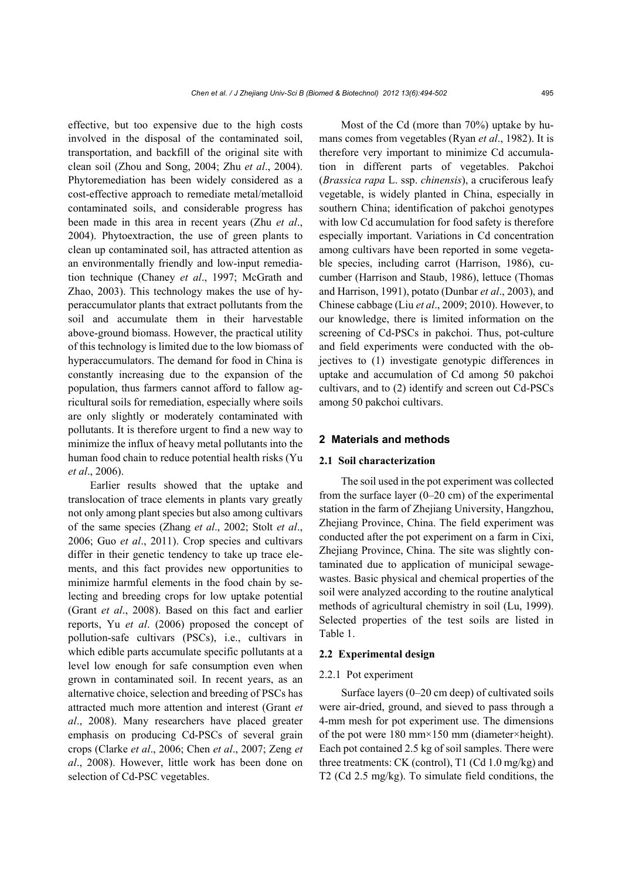effective, but too expensive due to the high costs involved in the disposal of the contaminated soil, transportation, and backfill of the original site with clean soil (Zhou and Song, 2004; Zhu *et al*., 2004). Phytoremediation has been widely considered as a cost-effective approach to remediate metal/metalloid contaminated soils, and considerable progress has been made in this area in recent years (Zhu *et al*., 2004). Phytoextraction, the use of green plants to clean up contaminated soil, has attracted attention as an environmentally friendly and low-input remediation technique (Chaney *et al*., 1997; McGrath and Zhao, 2003). This technology makes the use of hyperaccumulator plants that extract pollutants from the soil and accumulate them in their harvestable above-ground biomass. However, the practical utility of this technology is limited due to the low biomass of hyperaccumulators. The demand for food in China is constantly increasing due to the expansion of the population, thus farmers cannot afford to fallow agricultural soils for remediation, especially where soils are only slightly or moderately contaminated with pollutants. It is therefore urgent to find a new way to minimize the influx of heavy metal pollutants into the human food chain to reduce potential health risks (Yu *et al*., 2006).

Earlier results showed that the uptake and translocation of trace elements in plants vary greatly not only among plant species but also among cultivars of the same species (Zhang *et al*., 2002; Stolt *et al*., 2006; Guo *et al*., 2011). Crop species and cultivars differ in their genetic tendency to take up trace elements, and this fact provides new opportunities to minimize harmful elements in the food chain by selecting and breeding crops for low uptake potential (Grant *et al*., 2008). Based on this fact and earlier reports, Yu *et al*. (2006) proposed the concept of pollution-safe cultivars (PSCs), i.e., cultivars in which edible parts accumulate specific pollutants at a level low enough for safe consumption even when grown in contaminated soil. In recent years, as an alternative choice, selection and breeding of PSCs has attracted much more attention and interest (Grant *et al*., 2008). Many researchers have placed greater emphasis on producing Cd-PSCs of several grain crops (Clarke *et al*., 2006; Chen *et al*., 2007; Zeng *et al*., 2008). However, little work has been done on selection of Cd-PSC vegetables.

Most of the Cd (more than 70%) uptake by humans comes from vegetables (Ryan *et al*., 1982). It is therefore very important to minimize Cd accumulation in different parts of vegetables. Pakchoi (*Brassica rapa* L. ssp. *chinensis*), a cruciferous leafy vegetable, is widely planted in China, especially in southern China; identification of pakchoi genotypes with low Cd accumulation for food safety is therefore especially important. Variations in Cd concentration among cultivars have been reported in some vegetable species, including carrot (Harrison, 1986), cucumber (Harrison and Staub, 1986), lettuce (Thomas and Harrison, 1991), potato (Dunbar *et al*., 2003), and Chinese cabbage (Liu *et al*., 2009; 2010). However, to our knowledge, there is limited information on the screening of Cd-PSCs in pakchoi. Thus, pot-culture and field experiments were conducted with the objectives to (1) investigate genotypic differences in uptake and accumulation of Cd among 50 pakchoi cultivars, and to (2) identify and screen out Cd-PSCs among 50 pakchoi cultivars.

## 2 Materials and methods

### 2.1 Soil characterization

The soil used in the pot experiment was collected from the surface layer (0–20 cm) of the experimental station in the farm of Zhejiang University, Hangzhou, Zhejiang Province, China. The field experiment was conducted after the pot experiment on a farm in Cixi, Zhejiang Province, China. The site was slightly contaminated due to application of municipal sewage-wastes. Basic physical and chemical properties of the soil were analyzed according to the routine analytical methods of agricultural chemistry in soil (Lu, 1999). Selected properties of the test soils are listed in Table 1.

### 2.2 Experimental design

#### 2.2.1 Pot experiment

Surface layers (0–20 cm deep) of cultivated soils were air-dried, ground, and sieved to pass through a 4-mm mesh for pot experiment use. The dimensions of the pot were 180 mm×150 mm (diameter×height). Each pot contained 2.5 kg of soil samples. There were three treatments: CK (control), T1 (Cd 1.0 mg/kg) and T2 (Cd 2.5 mg/kg). To simulate field conditions, the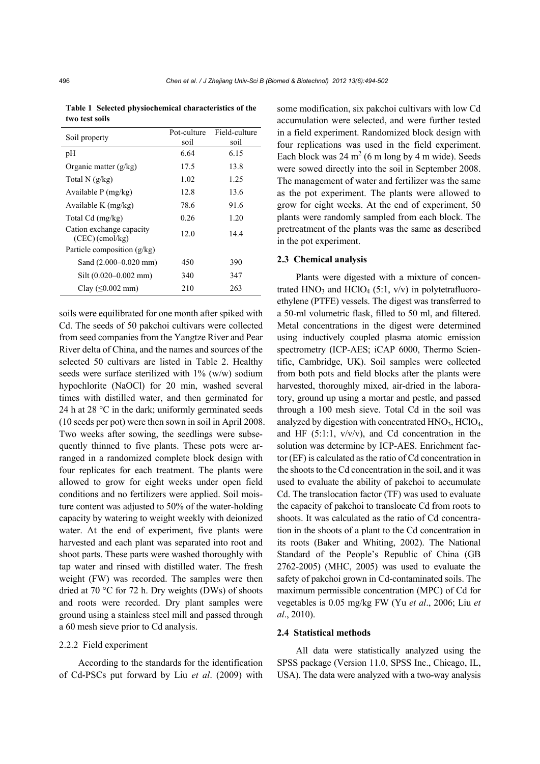**Table 1 Selected physiochemical characteristics of the two test soils**

| Soil property | Pot-culture soil | Field-culture soil |
|---|---|---|
| pH | 6.64 | 6.15 |
| Organic matter (g/kg) | 17.5 | 13.8 |
| Total N (g/kg) | 1.02 | 1.25 |
| Available P (mg/kg) | 12.8 | 13.6 |
| Available K (mg/kg) | 78.6 | 91.6 |
| Total Cd (mg/kg) | 0.26 | 1.20 |
| Cation exchange capacity (CEC) (cmol/kg) | 12.0 | 14.4 |
| Particle composition (g/kg) | | |
| Sand (2.000–0.020 mm) | 450 | 390 |
| Silt (0.020–0.002 mm) | 340 | 347 |
| Clay (≤0.002 mm) | 210 | 263 |

soils were equilibrated for one month after spiked with Cd. The seeds of 50 pakchoi cultivars were collected from seed companies from the Yangtze River and Pear River delta of China, and the names and sources of the selected 50 cultivars are listed in Table 2. Healthy seeds were surface sterilized with 1% (w/w) sodium hypochlorite (NaOCl) for 20 min, washed several times with distilled water, and then germinated for 24 h at 28 °C in the dark; uniformly germinated seeds (10 seeds per pot) were then sown in soil in April 2008. Two weeks after sowing, the seedlings were subsequently thinned to five plants. These pots were arranged in a randomized complete block design with four replicates for each treatment. The plants were allowed to grow for eight weeks under open field conditions and no fertilizers were applied. Soil moisture content was adjusted to 50% of the water-holding capacity by watering to weight weekly with deionized water. At the end of experiment, five plants were harvested and each plant was separated into root and shoot parts. These parts were washed thoroughly with tap water and rinsed with distilled water. The fresh weight (FW) was recorded. The samples were then dried at 70 °C for 72 h. Dry weights (DWs) of shoots and roots were recorded. Dry plant samples were ground using a stainless steel mill and passed through a 60 mesh sieve prior to Cd analysis.

#### 2.2.2 Field experiment

According to the standards for the identification of Cd-PSCs put forward by Liu *et al*. (2009) with some modification, six pakchoi cultivars with low Cd accumulation were selected, and were further tested in a field experiment. Randomized block design with four replications was used in the field experiment. Each block was 24 $m^2$ (6 m long by 4 m wide). Seeds were sowed directly into the soil in September 2008. The management of water and fertilizer was the same as the pot experiment. The plants were allowed to grow for eight weeks. At the end of experiment, 50 plants were randomly sampled from each block. The pretreatment of the plants was the same as described in the pot experiment.

### 2.3 Chemical analysis

Plants were digested with a mixture of concentrated $HNO_3$ and $HClO_4$ (5:1, v/v) in polytetrafluoroethylene (PTFE) vessels. The digest was transferred to a 50-ml volumetric flask, filled to 50 ml, and filtered. Metal concentrations in the digest were determined using inductively coupled plasma atomic emission spectrometry (ICP-AES; iCAP 6000, Thermo Scientific, Cambridge, UK). Soil samples were collected from both pots and field blocks after the plants were harvested, thoroughly mixed, air-dried in the laboratory, ground up using a mortar and pestle, and passed through a 100 mesh sieve. Total Cd in the soil was analyzed by digestion with concentrated $HNO_3$, $HClO_4$, and HF (5:1:1, v/v/v), and Cd concentration in the solution was determine by ICP-AES. Enrichment factor (EF) is calculated as the ratio of Cd concentration in the shoots to the Cd concentration in the soil, and it was used to evaluate the ability of pakchoi to accumulate Cd. The translocation factor (TF) was used to evaluate the capacity of pakchoi to translocate Cd from roots to shoots. It was calculated as the ratio of Cd concentration in the shoots of a plant to the Cd concentration in its roots (Baker and Whiting, 2002). The National Standard of the People's Republic of China (GB 2762-2005) (MHC, 2005) was used to evaluate the safety of pakchoi grown in Cd-contaminated soils. The maximum permissible concentration (MPC) of Cd for vegetables is 0.05 mg/kg FW (Yu *et al*., 2006; Liu *et al*., 2010).

### 2.4 Statistical methods

All data were statistically analyzed using the SPSS package (Version 11.0, SPSS Inc., Chicago, IL, USA). The data were analyzed with a two-way analysis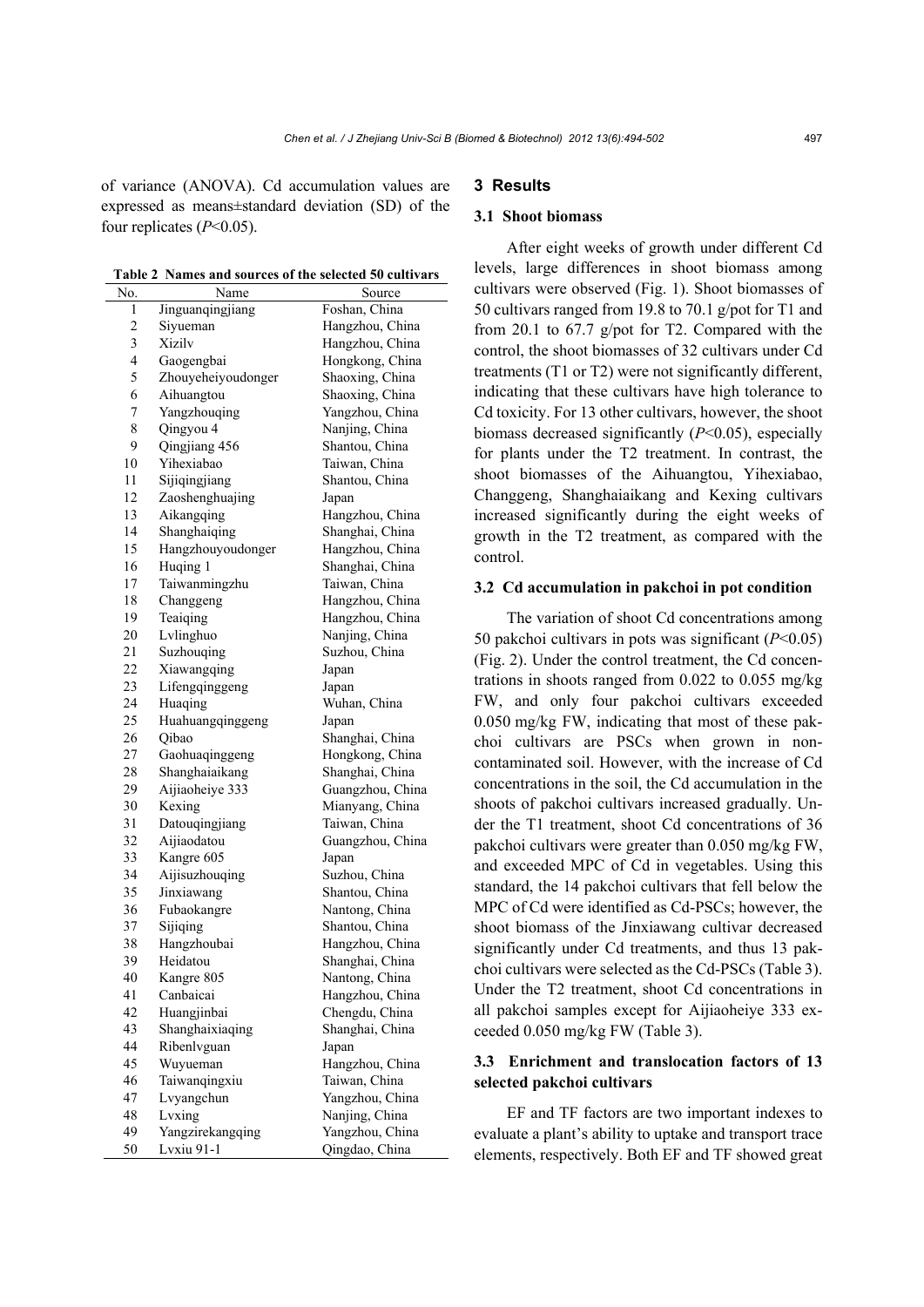of variance (ANOVA). Cd accumulation values are expressed as means±standard deviation (SD) of the four replicates ($P<0.05$).

**Table 2 Names and sources of the selected 50 cultivars**

| No. | Name | Source |
|---|---|---|
| 1 | Jinguanqingjiang | Foshan, China |
| 2 | Siyueman | Hangzhou, China |
| 3 | Xizilv | Hangzhou, China |
| 4 | Gaogengbai | Hongkong, China |
| 5 | Zhouyeheiyoudonger | Shaoxing, China |
| 6 | Aihuangtou | Shaoxing, China |
| 7 | Yangzhouqing | Yangzhou, China |
| 8 | Qingyou 4 | Nanjing, China |
| 9 | Qingjiang 456 | Shantou, China |
| 10 | Yihexiabao | Taiwan, China |
| 11 | Sijiqingjiang | Shantou, China |
| 12 | Zaoshenghuajing | Japan |
| 13 | Aikangqing | Hangzhou, China |
| 14 | Shanghaiqing | Shanghai, China |
| 15 | Hangzhouyoudonger | Hangzhou, China |
| 16 | Huqing 1 | Shanghai, China |
| 17 | Taiwanmingzhu | Taiwan, China |
| 18 | Changgeng | Hangzhou, China |
| 19 | Teaiqing | Hangzhou, China |
| 20 | Lvlinghuo | Nanjing, China |
| 21 | Suzhouqing | Suzhou, China |
| 22 | Xiawangqing | Japan |
| 23 | Lifengqinggeng | Japan |
| 24 | Huaqing | Wuhan, China |
| 25 | Huahuangqinggeng | Japan |
| 26 | Qibao | Shanghai, China |
| 27 | Gaohuaqinggeng | Hongkong, China |
| 28 | Shanghaiaikang | Shanghai, China |
| 29 | Aijiaoheiye 333 | Guangzhou, China |
| 30 | Kexing | Mianyang, China |
| 31 | Datouqingjiang | Taiwan, China |
| 32 | Aijiaodatou | Guangzhou, China |
| 33 | Kangre 605 | Japan |
| 34 | Aijisuzhouqing | Suzhou, China |
| 35 | Jinxiawang | Shantou, China |
| 36 | Fubaokangre | Nantong, China |
| 37 | Sijiqing | Shantou, China |
| 38 | Hangzhoubai | Hangzhou, China |
| 39 | Heidatou | Shanghai, China |
| 40 | Kangre 805 | Nantong, China |
| 41 | Canbaicai | Hangzhou, China |
| 42 | Huangjinbai | Chengdu, China |
| 43 | Shanghaixiaqing | Shanghai, China |
| 44 | Ribenlvguan | Japan |
| 45 | Wuyueman | Hangzhou, China |
| 46 | Taiwanqingxiu | Taiwan, China |
| 47 | Lvyangchun | Yangzhou, China |
| 48 | Lvxing | Nanjing, China |
| 49 | Yangzirekangqing | Yangzhou, China |
| 50 | Lvxiu 91-1 | Qingdao, China |

## 3 Results

### 3.1 Shoot biomass

After eight weeks of growth under different Cd levels, large differences in shoot biomass among cultivars were observed (Fig. 1). Shoot biomasses of 50 cultivars ranged from 19.8 to 70.1 g/pot for T1 and from 20.1 to 67.7 g/pot for T2. Compared with the control, the shoot biomasses of 32 cultivars under Cd treatments (T1 or T2) were not significantly different, indicating that these cultivars have high tolerance to Cd toxicity. For 13 other cultivars, however, the shoot biomass decreased significantly ($P<0.05$), especially for plants under the T2 treatment. In contrast, the shoot biomasses of the Aihuangtou, Yihexiabao, Changgeng, Shanghaiaikang and Kexing cultivars increased significantly during the eight weeks of growth in the T2 treatment, as compared with the control.

### 3.2 Cd accumulation in pakchoi in pot condition

The variation of shoot Cd concentrations among 50 pakchoi cultivars in pots was significant ($P<0.05$) (Fig. 2). Under the control treatment, the Cd concentrations in shoots ranged from 0.022 to 0.055 mg/kg FW, and only four pakchoi cultivars exceeded 0.050 mg/kg FW, indicating that most of these pakchoi cultivars are PSCs when grown in non-contaminated soil. However, with the increase of Cd concentrations in the soil, the Cd accumulation in the shoots of pakchoi cultivars increased gradually. Under the T1 treatment, shoot Cd concentrations of 36 pakchoi cultivars were greater than 0.050 mg/kg FW, and exceeded MPC of Cd in vegetables. Using this standard, the 14 pakchoi cultivars that fell below the MPC of Cd were identified as Cd-PSCs; however, the shoot biomass of the Jinxiawang cultivar decreased significantly under Cd treatments, and thus 13 pakchoi cultivars were selected as the Cd-PSCs (Table 3). Under the T2 treatment, shoot Cd concentrations in all pakchoi samples except for Aijiaoheiye 333 exceeded 0.050 mg/kg FW (Table 3).

### 3.3 Enrichment and translocation factors of 13 selected pakchoi cultivars

EF and TF factors are two important indexes to evaluate a plant's ability to uptake and transport trace elements, respectively. Both EF and TF showed great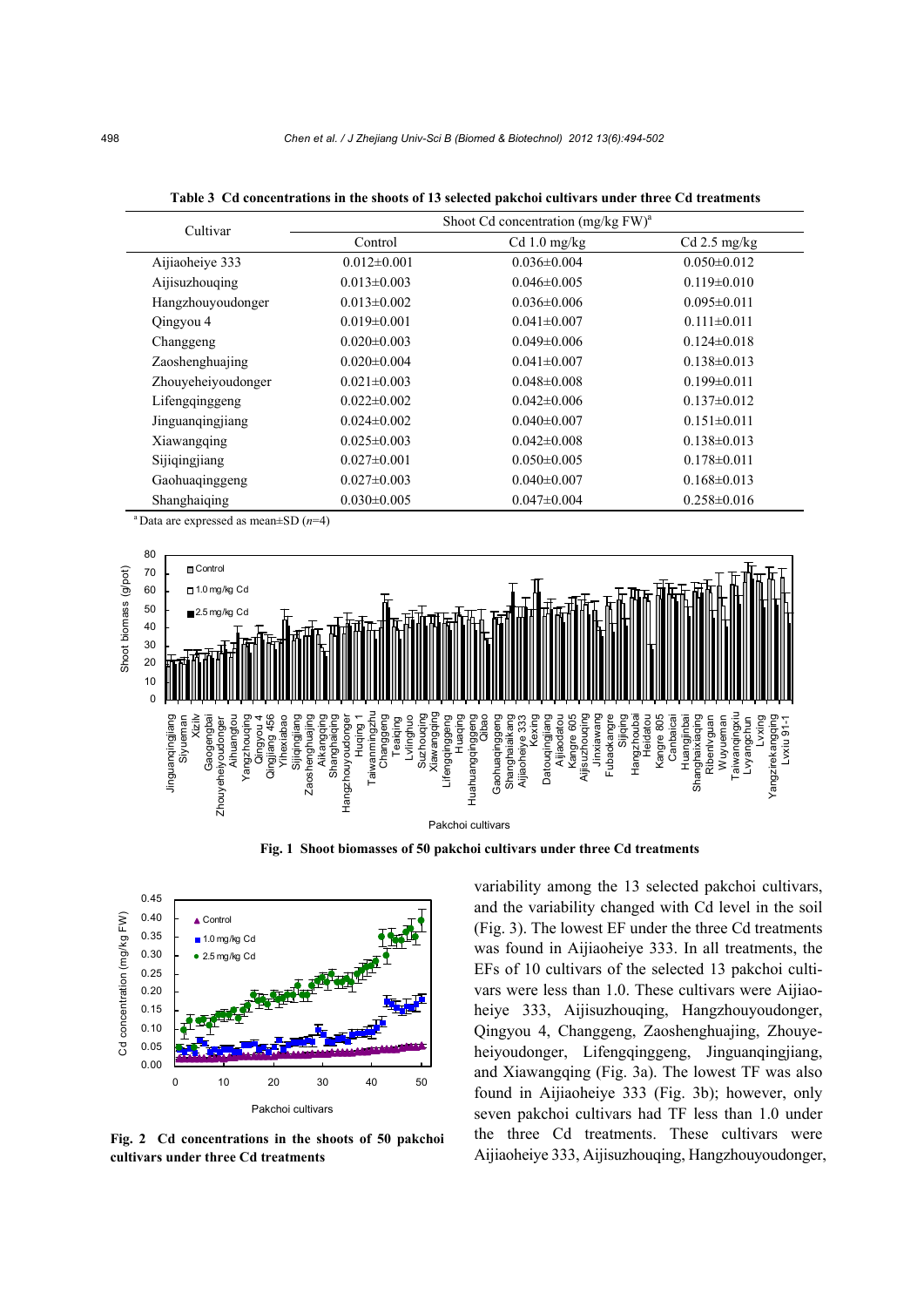**Table 3 Cd concentrations in the shoots of 13 selected pakchoi cultivars under three Cd treatments**

| Cultivar | Shoot Cd concentration (mg/kg FW)[a] | | |
|---|---|---|---|
| | Control | Cd 1.0 mg/kg | Cd 2.5 mg/kg |
| Aijiaoheiye 333 | 0.012±0.001 | 0.036±0.004 | 0.050±0.012 |
| Aijisuzhouqing | 0.013±0.003 | 0.046±0.005 | 0.119±0.010 |
| Hangzhouyoudonger | 0.013±0.002 | 0.036±0.006 | 0.095±0.011 |
| Qingyou 4 | 0.019±0.001 | 0.041±0.007 | 0.111±0.011 |
| Changgeng | 0.020±0.003 | 0.049±0.006 | 0.124±0.018 |
| Zaoshenghuajing | 0.020±0.004 | 0.041±0.007 | 0.138±0.013 |
| Zhouyeheiyoudonger | 0.021±0.003 | 0.048±0.008 | 0.199±0.011 |
| Lifengqinggeng | 0.022±0.002 | 0.042±0.006 | 0.137±0.012 |
| Jinguanqingjiang | 0.024±0.002 | 0.040±0.007 | 0.151±0.011 |
| Xiawangqing | 0.025±0.003 | 0.042±0.008 | 0.138±0.013 |
| Sijiqingjiang | 0.027±0.001 | 0.050±0.005 | 0.178±0.011 |
| Gaohuaqinggeng | 0.027±0.003 | 0.040±0.007 | 0.168±0.013 |
| Shanghaiqing | 0.030±0.005 | 0.047±0.004 | 0.258±0.016 |

[a] Data are expressed as mean±SD ($n$=4)

**Fig. 1 Shoot biomasses of 50 pakchoi cultivars under three Cd treatments**

**Fig. 2 Cd concentrations in the shoots of 50 pakchoi cultivars under three Cd treatments**

variability among the 13 selected pakchoi cultivars, and the variability changed with Cd level in the soil (Fig. 3). The lowest EF under the three Cd treatments was found in Aijiaoheiye 333. In all treatments, the EFs of 10 cultivars of the selected 13 pakchoi cultivars were less than 1.0. These cultivars were Aijiaoheiye 333, Aijisuzhouqing, Hangzhouyoudonger, Qingyou 4, Changgeng, Zaoshenghuajing, Zhouyeheiyoudonger, Lifengqinggeng, Jinguanqingjiang, and Xiawangqing (Fig. 3a). The lowest TF was also found in Aijiaoheiye 333 (Fig. 3b); however, only seven pakchoi cultivars had TF less than 1.0 under the three Cd treatments. These cultivars were Aijiaoheiye 333, Aijisuzhouqing, Hangzhouyoudonger,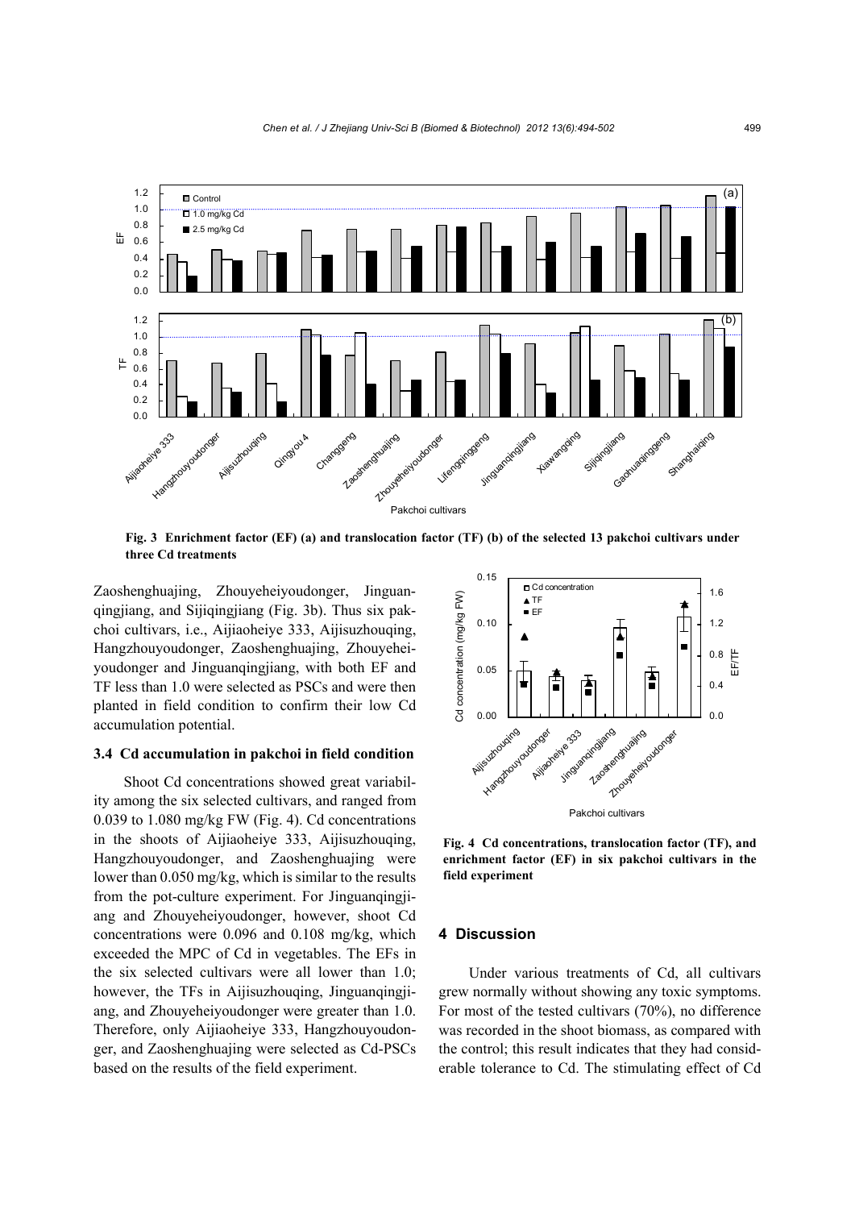Fig. 3 Enrichment factor (EF) (a) and translocation factor (TF) (b) of the selected 13 pakchoi cultivars under three Cd treatments

Zaoshenghuajing, Zhouyeheiyoudonger, Jinguanqingjiang, and Sijiqingjiang (Fig. 3b). Thus six pakchoi cultivars, i.e., Aijiaoheiye 333, Aijisuzhouqing, Hangzhouyoudonger, Zaoshenghuajing, Zhouyeheiyoudonger and Jinguanqingjiang, with both EF and TF less than 1.0 were selected as PSCs and were then planted in field condition to confirm their low Cd accumulation potential.

### 3.4 Cd accumulation in pakchoi in field condition

Shoot Cd concentrations showed great variability among the six selected cultivars, and ranged from 0.039 to 1.080 mg/kg FW (Fig. 4). Cd concentrations in the shoots of Aijiaoheiye 333, Aijisuzhouqing, Hangzhouyoudonger, and Zaoshenghuajing were lower than 0.050 mg/kg, which is similar to the results from the pot-culture experiment. For Jinguanqingjiang and Zhouyeheiyoudonger, however, shoot Cd concentrations were 0.096 and 0.108 mg/kg, which exceeded the MPC of Cd in vegetables. The EFs in the six selected cultivars were all lower than 1.0; however, the TFs in Aijisuzhouqing, Jinguanqingjiang, and Zhouyeheiyoudonger were greater than 1.0. Therefore, only Aijiaoheiye 333, Hangzhouyoudonger, and Zaoshenghuajing were selected as Cd-PSCs based on the results of the field experiment.

Fig. 4 Cd concentrations, translocation factor (TF), and enrichment factor (EF) in six pakchoi cultivars in the field experiment

## 4 Discussion

Under various treatments of Cd, all cultivars grew normally without showing any toxic symptoms. For most of the tested cultivars (70%), no difference was recorded in the shoot biomass, as compared with the control; this result indicates that they had considerable tolerance to Cd. The stimulating effect of Cd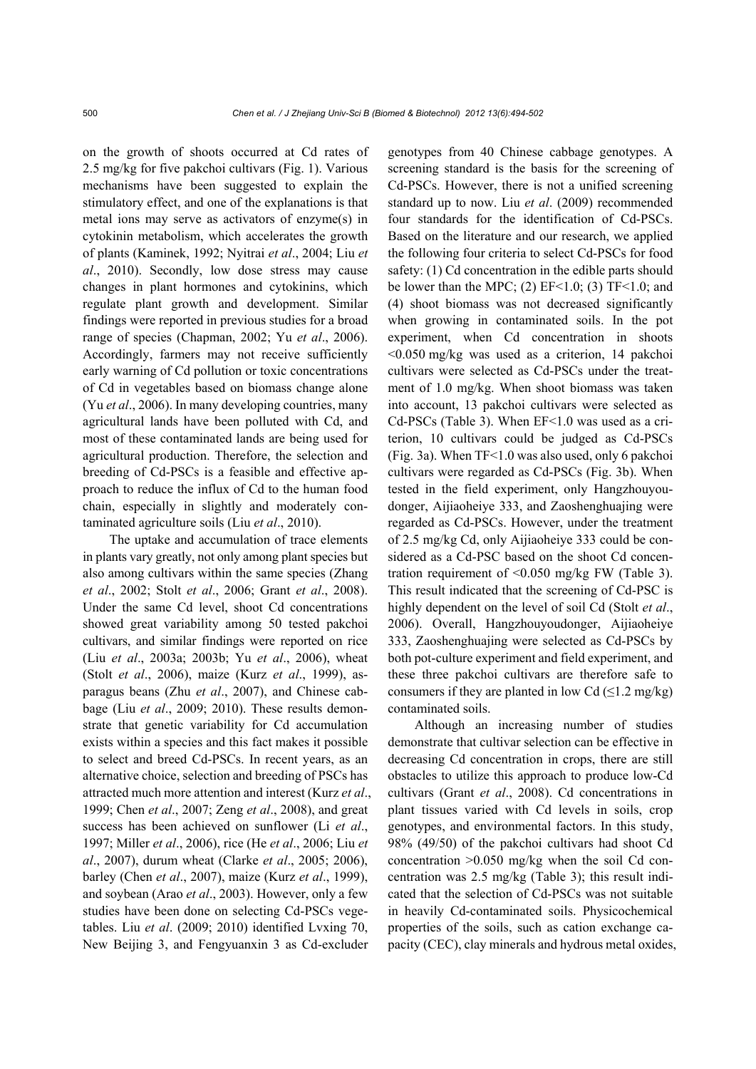on the growth of shoots occurred at Cd rates of 2.5 mg/kg for five pakchoi cultivars (Fig. 1). Various mechanisms have been suggested to explain the stimulatory effect, and one of the explanations is that metal ions may serve as activators of enzyme(s) in cytokinin metabolism, which accelerates the growth of plants (Kaminek, 1992; Nyitrai *et al*., 2004; Liu *et al*., 2010). Secondly, low dose stress may cause changes in plant hormones and cytokinins, which regulate plant growth and development. Similar findings were reported in previous studies for a broad range of species (Chapman, 2002; Yu *et al*., 2006). Accordingly, farmers may not receive sufficiently early warning of Cd pollution or toxic concentrations of Cd in vegetables based on biomass change alone (Yu *et al*., 2006). In many developing countries, many agricultural lands have been polluted with Cd, and most of these contaminated lands are being used for agricultural production. Therefore, the selection and breeding of Cd-PSCs is a feasible and effective approach to reduce the influx of Cd to the human food chain, especially in slightly and moderately contaminated agriculture soils (Liu *et al*., 2010).

The uptake and accumulation of trace elements in plants vary greatly, not only among plant species but also among cultivars within the same species (Zhang *et al*., 2002; Stolt *et al*., 2006; Grant *et al*., 2008). Under the same Cd level, shoot Cd concentrations showed great variability among 50 tested pakchoi cultivars, and similar findings were reported on rice (Liu *et al*., 2003a; 2003b; Yu *et al*., 2006), wheat (Stolt *et al*., 2006), maize (Kurz *et al*., 1999), asparagus beans (Zhu *et al*., 2007), and Chinese cabbage (Liu *et al*., 2009; 2010). These results demonstrate that genetic variability for Cd accumulation exists within a species and this fact makes it possible to select and breed Cd-PSCs. In recent years, as an alternative choice, selection and breeding of PSCs has attracted much more attention and interest (Kurz *et al*., 1999; Chen *et al*., 2007; Zeng *et al*., 2008), and great success has been achieved on sunflower (Li *et al*., 1997; Miller *et al*., 2006), rice (He *et al*., 2006; Liu *et al*., 2007), durum wheat (Clarke *et al*., 2005; 2006), barley (Chen *et al*., 2007), maize (Kurz *et al*., 1999), and soybean (Arao *et al*., 2003). However, only a few studies have been done on selecting Cd-PSCs vegetables. Liu *et al*. (2009; 2010) identified Lvxing 70, New Beijing 3, and Fengyuanxin 3 as Cd-excluder genotypes from 40 Chinese cabbage genotypes. A screening standard is the basis for the screening of Cd-PSCs. However, there is not a unified screening standard up to now. Liu *et al*. (2009) recommended four standards for the identification of Cd-PSCs. Based on the literature and our research, we applied the following four criteria to select Cd-PSCs for food safety: (1) Cd concentration in the edible parts should be lower than the MPC; (2) EF<1.0; (3) TF<1.0; and (4) shoot biomass was not decreased significantly when growing in contaminated soils. In the pot experiment, when Cd concentration in shoots <0.050 mg/kg was used as a criterion, 14 pakchoi cultivars were selected as Cd-PSCs under the treatment of 1.0 mg/kg. When shoot biomass was taken into account, 13 pakchoi cultivars were selected as Cd-PSCs (Table 3). When EF<1.0 was used as a criterion, 10 cultivars could be judged as Cd-PSCs (Fig. 3a). When TF<1.0 was also used, only 6 pakchoi cultivars were regarded as Cd-PSCs (Fig. 3b). When tested in the field experiment, only Hangzhouyoudonger, Aijiaoheiye 333, and Zaoshenghuajing were regarded as Cd-PSCs. However, under the treatment of 2.5 mg/kg Cd, only Aijiaoheiye 333 could be considered as a Cd-PSC based on the shoot Cd concentration requirement of <0.050 mg/kg FW (Table 3). This result indicated that the screening of Cd-PSC is highly dependent on the level of soil Cd (Stolt *et al*., 2006). Overall, Hangzhouyoudonger, Aijiaoheiye 333, Zaoshenghuajing were selected as Cd-PSCs by both pot-culture experiment and field experiment, and these three pakchoi cultivars are therefore safe to consumers if they are planted in low Cd (≤1.2 mg/kg) contaminated soils.

Although an increasing number of studies demonstrate that cultivar selection can be effective in decreasing Cd concentration in crops, there are still obstacles to utilize this approach to produce low-Cd cultivars (Grant *et al*., 2008). Cd concentrations in plant tissues varied with Cd levels in soils, crop genotypes, and environmental factors. In this study, 98% (49/50) of the pakchoi cultivars had shoot Cd concentration >0.050 mg/kg when the soil Cd concentration was 2.5 mg/kg (Table 3); this result indicated that the selection of Cd-PSCs was not suitable in heavily Cd-contaminated soils. Physicochemical properties of the soils, such as cation exchange capacity (CEC), clay minerals and hydrous metal oxides,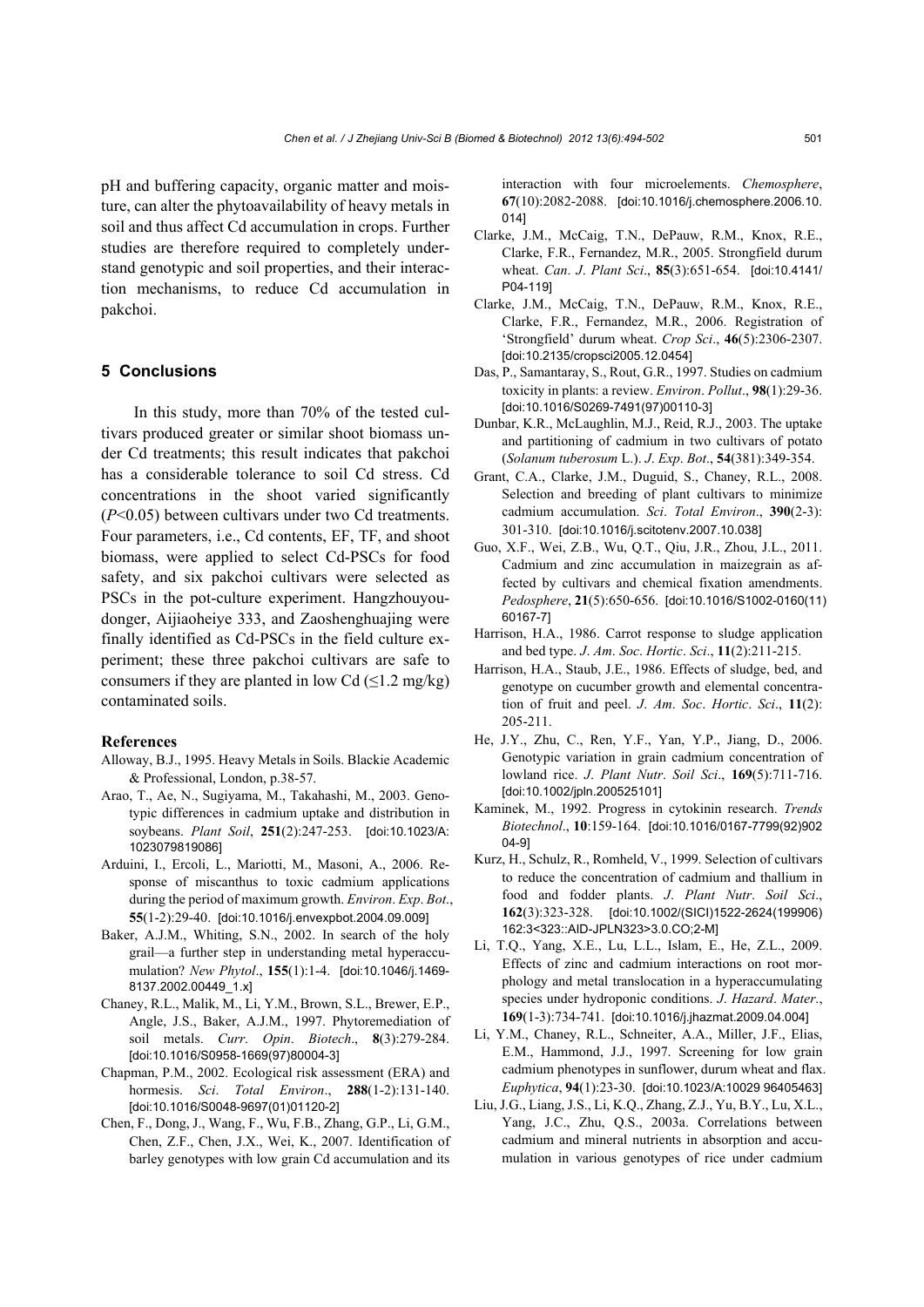pH and buffering capacity, organic matter and moisture, can alter the phytoavailability of heavy metals in soil and thus affect Cd accumulation in crops. Further studies are therefore required to completely understand genotypic and soil properties, and their interaction mechanisms, to reduce Cd accumulation in pakchoi.

## 5 Conclusions

In this study, more than 70% of the tested cultivars produced greater or similar shoot biomass under Cd treatments; this result indicates that pakchoi has a considerable tolerance to soil Cd stress. Cd concentrations in the shoot varied significantly ($P<0.05$) between cultivars under two Cd treatments. Four parameters, i.e., Cd contents, EF, TF, and shoot biomass, were applied to select Cd-PSCs for food safety, and six pakchoi cultivars were selected as PSCs in the pot-culture experiment. Hangzhouyoudonger, Aijiaoheiye 333, and Zaoshenghuajing were finally identified as Cd-PSCs in the field culture experiment; these three pakchoi cultivars are safe to consumers if they are planted in low Cd (≤1.2 mg/kg) contaminated soils.

### References

Alloway, B.J., 1995. Heavy Metals in Soils. Blackie Academic & Professional, London, p.38-57.

Arao, T., Ae, N., Sugiyama, M., Takahashi, M., 2003. Genotypic differences in cadmium uptake and distribution in soybeans. *Plant Soil*, **251**(2):247-253. [doi:10.1023/A:1023079819086]

Arduini, I., Ercoli, L., Mariotti, M., Masoni, A., 2006. Response of miscanthus to toxic cadmium applications during the period of maximum growth. *Environ. Exp. Bot.*, **55**(1-2):29-40. [doi:10.1016/j.envexpbot.2004.09.009]

Baker, A.J.M., Whiting, S.N., 2002. In search of the holy grail—a further step in understanding metal hyperaccumulation? *New Phytol.*, **155**(1):1-4. [doi:10.1046/j.1469-8137.2002.00449_1.x]

Chaney, R.L., Malik, M., Li, Y.M., Brown, S.L., Brewer, E.P., Angle, J.S., Baker, A.J.M., 1997. Phytoremediation of soil metals. *Curr. Opin. Biotech.*, **8**(3):279-284. [doi:10.1016/S0958-1669(97)80004-3]

Chapman, P.M., 2002. Ecological risk assessment (ERA) and hormesis. *Sci. Total Environ.*, **288**(1-2):131-140. [doi:10.1016/S0048-9697(01)01120-2]

Chen, F., Dong, J., Wang, F., Wu, F.B., Zhang, G.P., Li, G.M., Chen, Z.F., Chen, J.X., Wei, K., 2007. Identification of barley genotypes with low grain Cd accumulation and its interaction with four microelements. *Chemosphere*, **67**(10):2082-2088. [doi:10.1016/j.chemosphere.2006.10.014]

Clarke, J.M., McCaig, T.N., DePauw, R.M., Knox, R.E., Clarke, F.R., Fernandez, M.R., 2005. Strongfield durum wheat. *Can. J. Plant Sci.*, **85**(3):651-654. [doi:10.4141/P04-119]

Clarke, J.M., McCaig, T.N., DePauw, R.M., Knox, R.E., Clarke, F.R., Fernandez, M.R., 2006. Registration of 'Strongfield' durum wheat. *Crop Sci.*, **46**(5):2306-2307. [doi:10.2135/cropsci2005.12.0454]

Das, P., Samantaray, S., Rout, G.R., 1997. Studies on cadmium toxicity in plants: a review. *Environ. Pollut.*, **98**(1):29-36. [doi:10.1016/S0269-7491(97)00110-3]

Dunbar, K.R., McLaughlin, M.J., Reid, R.J., 2003. The uptake and partitioning of cadmium in two cultivars of potato (*Solanum tuberosum* L.). *J. Exp. Bot.*, **54**(381):349-354.

Grant, C.A., Clarke, J.M., Duguid, S., Chaney, R.L., 2008. Selection and breeding of plant cultivars to minimize cadmium accumulation. *Sci. Total Environ.*, **390**(2-3):301-310. [doi:10.1016/j.scitotenv.2007.10.038]

Guo, X.F., Wei, Z.B., Wu, Q.T., Qiu, J.R., Zhou, J.L., 2011. Cadmium and zinc accumulation in maizegrain as affected by cultivars and chemical fixation amendments. *Pedosphere*, **21**(5):650-656. [doi:10.1016/S1002-0160(11)60167-7]

Harrison, H.A., 1986. Carrot response to sludge application and bed type. *J. Am. Soc. Hortic. Sci.*, **11**(2):211-215.

Harrison, H.A., Staub, J.E., 1986. Effects of sludge, bed, and genotype on cucumber growth and elemental concentration of fruit and peel. *J. Am. Soc. Hortic. Sci.*, **11**(2):205-211.

He, J.Y., Zhu, C., Ren, Y.F., Yan, Y.P., Jiang, D., 2006. Genotypic variation in grain cadmium concentration of lowland rice. *J. Plant Nutr. Soil Sci.*, **169**(5):711-716. [doi:10.1002/jpln.200525101]

Kaminek, M., 1992. Progress in cytokinin research. *Trends Biotechnol.*, **10**:159-164. [doi:10.1016/0167-7799(92)90204-9]

Kurz, H., Schulz, R., Romheld, V., 1999. Selection of cultivars to reduce the concentration of cadmium and thallium in food and fodder plants. *J. Plant Nutr. Soil Sci.*, **162**(3):323-328. [doi:10.1002/(SICI)1522-2624(199906)162:3<323::AID-JPLN323>3.0.CO;2-M]

Li, T.Q., Yang, X.E., Lu, L.L., Islam, E., He, Z.L., 2009. Effects of zinc and cadmium interactions on root morphology and metal translocation in a hyperaccumulating species under hydroponic conditions. *J. Hazard. Mater.*, **169**(1-3):734-741. [doi:10.1016/j.jhazmat.2009.04.004]

Li, Y.M., Chaney, R.L., Schneiter, A.A., Miller, J.F., Elias, E.M., Hammond, J.J., 1997. Screening for low grain cadmium phenotypes in sunflower, durum wheat and flax. *Euphytica*, **94**(1):23-30. [doi:10.1023/A:1002996405463]

Liu, J.G., Liang, J.S., Li, K.Q., Zhang, Z.J., Yu, B.Y., Lu, X.L., Yang, J.C., Zhu, Q.S., 2003a. Correlations between cadmium and mineral nutrients in absorption and accumulation in various genotypes of rice under cadmium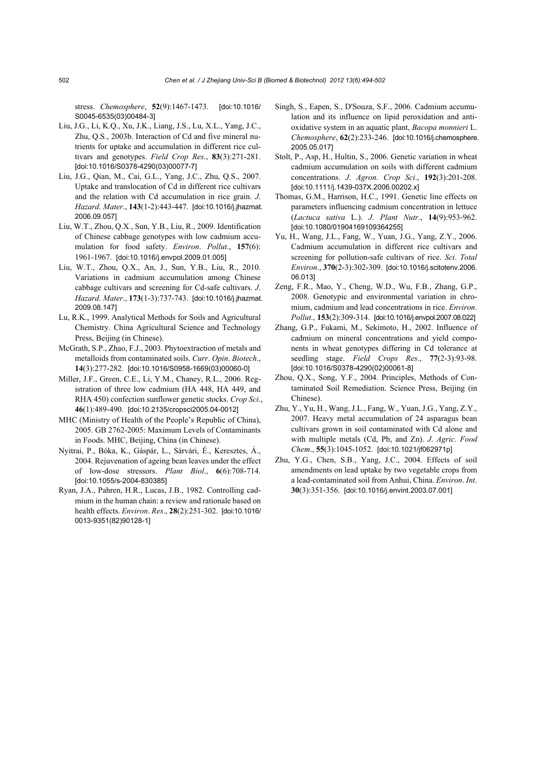stress. *Chemosphere*, **52**(9):1467-1473. [doi:10.1016/S0045-6535(03)00484-3]

Liu, J.G., Li, K.Q., Xu, J.K., Liang, J.S., Lu, X.L., Yang, J.C., Zhu, Q.S., 2003b. Interaction of Cd and five mineral nutrients for uptake and accumulation in different rice cultivars and genotypes. *Field Crop Res*., **83**(3):271-281. [doi:10.1016/S0378-4290(03)00077-7]

Liu, J.G., Qian, M., Cai, G.L., Yang, J.C., Zhu, Q.S., 2007. Uptake and translocation of Cd in different rice cultivars and the relation with Cd accumulation in rice grain. *J. Hazard. Mater*., **143**(1-2):443-447. [doi:10.1016/j.jhazmat.2006.09.057]

Liu, W.T., Zhou, Q.X., Sun, Y.B., Liu, R., 2009. Identification of Chinese cabbage genotypes with low cadmium accumulation for food safety. *Environ. Pollut*., **157**(6):1961-1967. [doi:10.1016/j.envpol.2009.01.005]

Liu, W.T., Zhou, Q.X., An, J., Sun, Y.B., Liu, R., 2010. Variations in cadmium accumulation among Chinese cabbage cultivars and screening for Cd-safe cultivars. *J. Hazard. Mater*., **173**(1-3):737-743. [doi:10.1016/j.jhazmat.2009.08.147]

Lu, R.K., 1999. Analytical Methods for Soils and Agricultural Chemistry. China Agricultural Science and Technology Press, Beijing (in Chinese).

McGrath, S.P., Zhao, F.J., 2003. Phytoextraction of metals and metalloids from contaminated soils. *Curr. Opin. Biotech*., **14**(3):277-282. [doi:10.1016/S0958-1669(03)00060-0]

Miller, J.F., Green, C.E., Li, Y.M., Chaney, R.L., 2006. Registration of three low cadmium (HA 448, HA 449, and RHA 450) confection sunflower genetic stocks. *Crop Sci*., **46**(1):489-490. [doi:10.2135/cropsci2005.04-0012]

MHC (Ministry of Health of the People's Republic of China), 2005. GB 2762-2005: Maximum Levels of Contaminants in Foods. MHC, Beijing, China (in Chinese).

Nyitrai, P., Bóka, K., Gáspár, L., Sárvári, É., Keresztes, Á., 2004. Rejuvenation of ageing bean leaves under the effect of low-dose stressors. *Plant Biol*., **6**(6):708-714. [doi:10.1055/s-2004-830385]

Ryan, J.A., Pahren, H.R., Lucas, J.B., 1982. Controlling cadmium in the human chain: a review and rationale based on health effects. *Environ. Res*., **28**(2):251-302. [doi:10.1016/0013-9351(82)90128-1]

Singh, S., Eapen, S., D′Souza, S.F., 2006. Cadmium accumulation and its influence on lipid peroxidation and antioxidative system in an aquatic plant, *Bacopa monnieri* L. *Chemosphere*, **62**(2):233-246. [doi:10.1016/j.chemosphere.2005.05.017]

Stolt, P., Asp, H., Hultin, S., 2006. Genetic variation in wheat cadmium accumulation on soils with different cadmium concentrations. *J. Agron. Crop Sci*., **192**(3):201-208. [doi:10.1111/j.1439-037X.2006.00202.x]

Thomas, G.M., Harrison, H.C., 1991. Genetic line effects on parameters influencing cadmium concentration in lettuce (*Lactuca sativa* L.). *J. Plant Nutr*., **14**(9):953-962. [doi:10.1080/01904169109364255]

Yu, H., Wang, J.L., Fang, W., Yuan, J.G., Yang, Z.Y., 2006. Cadmium accumulation in different rice cultivars and screening for pollution-safe cultivars of rice. *Sci. Total Environ*., **370**(2-3):302-309. [doi:10.1016/j.scitotenv.2006.06.013]

Zeng, F.R., Mao, Y., Cheng, W.D., Wu, F.B., Zhang, G.P., 2008. Genotypic and environmental variation in chromium, cadmium and lead concentrations in rice. *Environ. Pollut*., **153**(2):309-314. [doi:10.1016/j.envpol.2007.08.022]

Zhang, G.P., Fukami, M., Sekimoto, H., 2002. Influence of cadmium on mineral concentrations and yield components in wheat genotypes differing in Cd tolerance at seedling stage. *Field Crops Res*., **77**(2-3):93-98. [doi:10.1016/S0378-4290(02)00061-8]

Zhou, Q.X., Song, Y.F., 2004. Principles, Methods of Contaminated Soil Remediation. Science Press, Beijing (in Chinese).

Zhu, Y., Yu, H., Wang, J.L., Fang, W., Yuan, J.G., Yang, Z.Y., 2007. Heavy metal accumulation of 24 asparagus bean cultivars grown in soil contaminated with Cd alone and with multiple metals (Cd, Pb, and Zn). *J. Agric. Food Chem*., **55**(3):1045-1052. [doi:10.1021/jf062971p]

Zhu, Y.G., Chen, S.B., Yang, J.C., 2004. Effects of soil amendments on lead uptake by two vegetable crops from a lead-contaminated soil from Anhui, China. *Environ. Int*. **30**(3):351-356. [doi:10.1016/j.envint.2003.07.001]